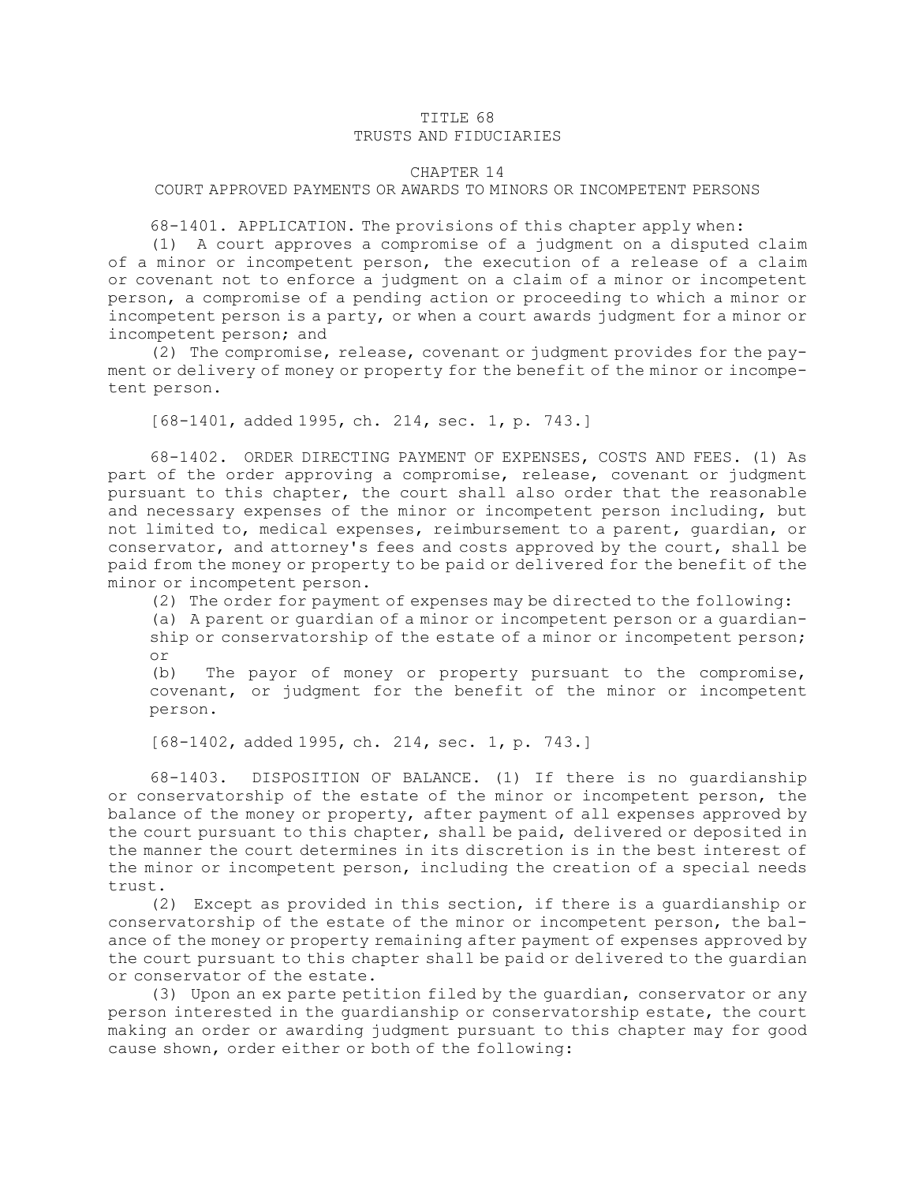# TITLE 68
# TRUSTS AND FIDUCIARIES

## CHAPTER 14
## COURT APPROVED PAYMENTS OR AWARDS TO MINORS OR INCOMPETENT PERSONS

68-1401. APPLICATION. The provisions of this chapter apply when:

(1) A court approves a compromise of a judgment on a disputed claim of a minor or incompetent person, the execution of a release of a claim or covenant not to enforce a judgment on a claim of a minor or incompetent person, a compromise of a pending action or proceeding to which a minor or incompetent person is a party, or when a court awards judgment for a minor or incompetent person; and

(2) The compromise, release, covenant or judgment provides for the payment or delivery of money or property for the benefit of the minor or incompetent person.

[68-1401, added 1995, ch. 214, sec. 1, p. 743.]

68-1402. ORDER DIRECTING PAYMENT OF EXPENSES, COSTS AND FEES. (1) As part of the order approving a compromise, release, covenant or judgment pursuant to this chapter, the court shall also order that the reasonable and necessary expenses of the minor or incompetent person including, but not limited to, medical expenses, reimbursement to a parent, guardian, or conservator, and attorney's fees and costs approved by the court, shall be paid from the money or property to be paid or delivered for the benefit of the minor or incompetent person.

(2) The order for payment of expenses may be directed to the following:

(a) A parent or guardian of a minor or incompetent person or a guardianship or conservatorship of the estate of a minor or incompetent person; or

(b) The payor of money or property pursuant to the compromise, covenant, or judgment for the benefit of the minor or incompetent person.

[68-1402, added 1995, ch. 214, sec. 1, p. 743.]

68-1403. DISPOSITION OF BALANCE. (1) If there is no guardianship or conservatorship of the estate of the minor or incompetent person, the balance of the money or property, after payment of all expenses approved by the court pursuant to this chapter, shall be paid, delivered or deposited in the manner the court determines in its discretion is in the best interest of the minor or incompetent person, including the creation of a special needs trust.

(2) Except as provided in this section, if there is a guardianship or conservatorship of the estate of the minor or incompetent person, the balance of the money or property remaining after payment of expenses approved by the court pursuant to this chapter shall be paid or delivered to the guardian or conservator of the estate.

(3) Upon an ex parte petition filed by the guardian, conservator or any person interested in the guardianship or conservatorship estate, the court making an order or awarding judgment pursuant to this chapter may for good cause shown, order either or both of the following: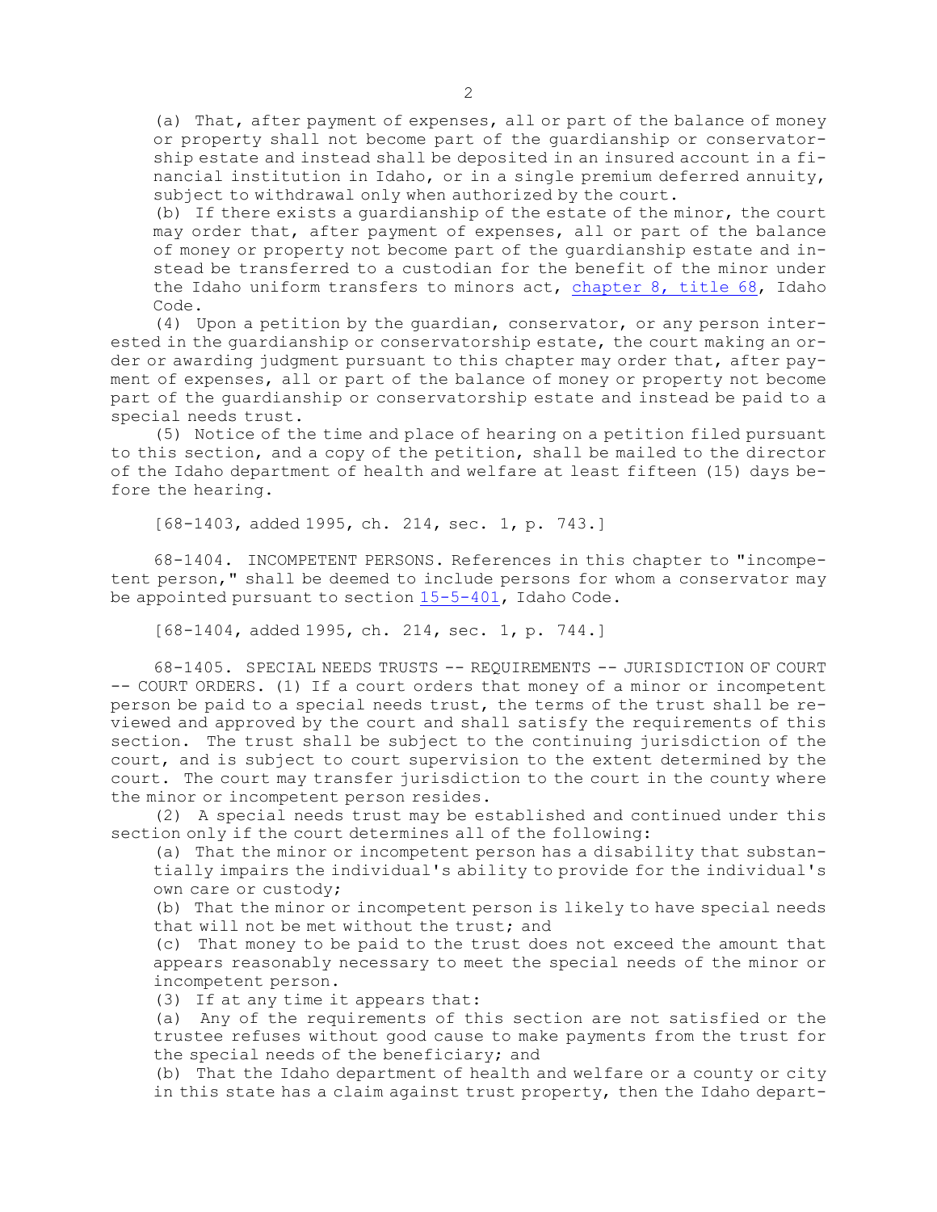(a) That, after payment of expenses, all or part of the balance of money or property shall not become part of the guardianship or conservatorship estate and instead shall be deposited in an insured account in a financial institution in Idaho, or in a single premium deferred annuity, subject to withdrawal only when authorized by the court.

(b) If there exists a guardianship of the estate of the minor, the court may order that, after payment of expenses, all or part of the balance of money or property not become part of the guardianship estate and instead be transferred to a custodian for the benefit of the minor under the Idaho uniform transfers to minors act, chapter 8, title 68, Idaho Code.

(4) Upon a petition by the guardian, conservator, or any person interested in the guardianship or conservatorship estate, the court making an order or awarding judgment pursuant to this chapter may order that, after payment of expenses, all or part of the balance of money or property not become part of the guardianship or conservatorship estate and instead be paid to a special needs trust.

(5) Notice of the time and place of hearing on a petition filed pursuant to this section, and a copy of the petition, shall be mailed to the director of the Idaho department of health and welfare at least fifteen (15) days before the hearing.

[68-1403, added 1995, ch. 214, sec. 1, p. 743.]

68-1404. INCOMPETENT PERSONS. References in this chapter to "incompetent person," shall be deemed to include persons for whom a conservator may be appointed pursuant to section 15-5-401, Idaho Code.

[68-1404, added 1995, ch. 214, sec. 1, p. 744.]

68-1405. SPECIAL NEEDS TRUSTS -- REQUIREMENTS -- JURISDICTION OF COURT -- COURT ORDERS. (1) If a court orders that money of a minor or incompetent person be paid to a special needs trust, the terms of the trust shall be reviewed and approved by the court and shall satisfy the requirements of this section. The trust shall be subject to the continuing jurisdiction of the court, and is subject to court supervision to the extent determined by the court. The court may transfer jurisdiction to the court in the county where the minor or incompetent person resides.

(2) A special needs trust may be established and continued under this section only if the court determines all of the following:

(a) That the minor or incompetent person has a disability that substantially impairs the individual's ability to provide for the individual's own care or custody;

(b) That the minor or incompetent person is likely to have special needs that will not be met without the trust; and

(c) That money to be paid to the trust does not exceed the amount that appears reasonably necessary to meet the special needs of the minor or incompetent person.

(3) If at any time it appears that:

(a) Any of the requirements of this section are not satisfied or the trustee refuses without good cause to make payments from the trust for the special needs of the beneficiary; and

(b) That the Idaho department of health and welfare or a county or city in this state has a claim against trust property, then the Idaho depart-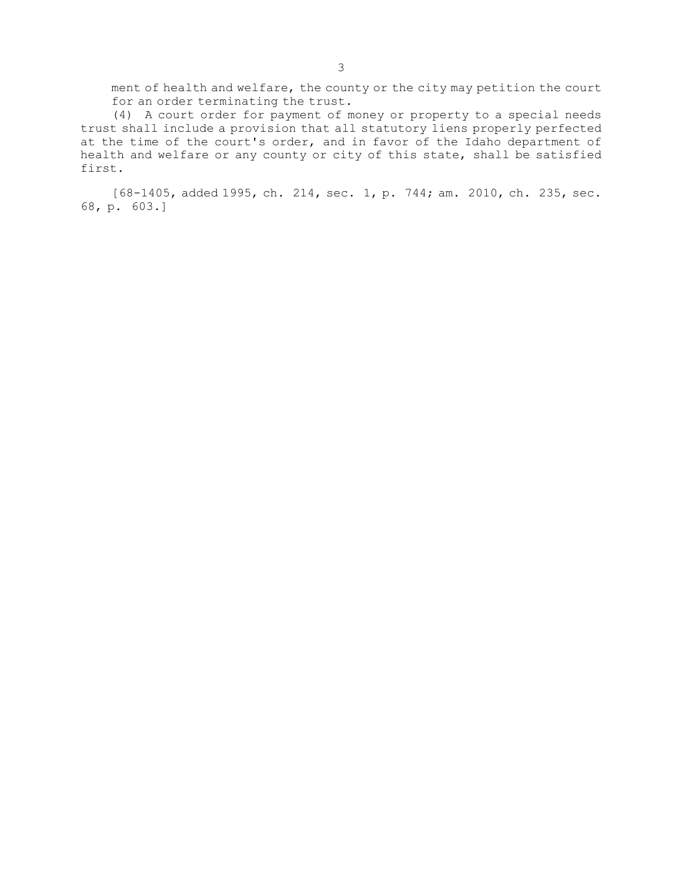ment of health and welfare, the county or the city may petition the court for an order terminating the trust.

(4) A court order for payment of money or property to a special needs trust shall include a provision that all statutory liens properly perfected at the time of the court's order, and in favor of the Idaho department of health and welfare or any county or city of this state, shall be satisfied first.

[68-1405, added 1995, ch. 214, sec. 1, p. 744; am. 2010, ch. 235, sec. 68, p. 603.]